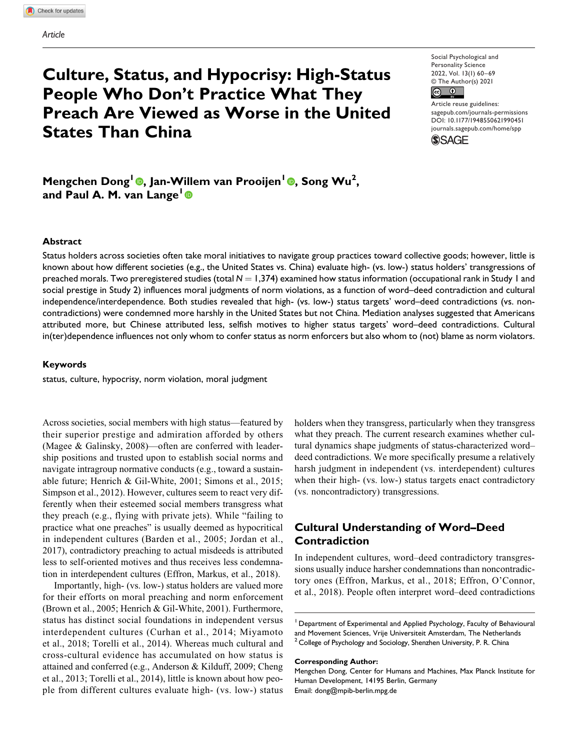Article

# Culture, Status, and Hypocrisy: High-Status People Who Don't Practice What They Preach Are Viewed as Worse in the United States Than China

Social Psychological and Personality Science
2022, Vol. 13(1) 60–69
© The Author(s) 2021
Article reuse guidelines:
sagepub.com/journals-permissions
DOI: 10.1177/1948550621990451
journals.sagepub.com/home/spp

**Mengchen Dong[1], Jan-Willem van Prooijen[1], Song Wu[2], and Paul A. M. van Lange[1]**

### Abstract

Status holders across societies often take moral initiatives to navigate group practices toward collective goods; however, little is known about how different societies (e.g., the United States vs. China) evaluate high- (vs. low-) status holders' transgressions of preached morals. Two preregistered studies (total $N = 1{,}374$) examined how status information (occupational rank in Study 1 and social prestige in Study 2) influences moral judgments of norm violations, as a function of word–deed contradiction and cultural independence/interdependence. Both studies revealed that high- (vs. low-) status targets' word–deed contradictions (vs. noncontradictions) were condemned more harshly in the United States but not China. Mediation analyses suggested that Americans attributed more, but Chinese attributed less, selfish motives to higher status targets' word–deed contradictions. Cultural in(ter)dependence influences not only whom to confer status as norm enforcers but also whom to (not) blame as norm violators.

### Keywords

status, culture, hypocrisy, norm violation, moral judgment

Across societies, social members with high status—featured by their superior prestige and admiration afforded by others (Magee & Galinsky, 2008)—often are conferred with leadership positions and trusted upon to establish social norms and navigate intragroup normative conducts (e.g., toward a sustainable future; Henrich & Gil-White, 2001; Simons et al., 2015; Simpson et al., 2012). However, cultures seem to react very differently when their esteemed social members transgress what they preach (e.g., flying with private jets). While "failing to practice what one preaches" is usually deemed as hypocritical in independent cultures (Barden et al., 2005; Jordan et al., 2017), contradictory preaching to actual misdeeds is attributed less to self-oriented motives and thus receives less condemnation in interdependent cultures (Effron, Markus, et al., 2018).

Importantly, high- (vs. low-) status holders are valued more for their efforts on moral preaching and norm enforcement (Brown et al., 2005; Henrich & Gil-White, 2001). Furthermore, status has distinct social foundations in independent versus interdependent cultures (Curhan et al., 2014; Miyamoto et al., 2018; Torelli et al., 2014). Whereas much cultural and cross-cultural evidence has accumulated on how status is attained and conferred (e.g., Anderson & Kilduff, 2009; Cheng et al., 2013; Torelli et al., 2014), little is known about how people from different cultures evaluate high- (vs. low-) status holders when they transgress, particularly when they transgress what they preach. The current research examines whether cultural dynamics shape judgments of status-characterized word–deed contradictions. We more specifically presume a relatively harsh judgment in independent (vs. interdependent) cultures when their high- (vs. low-) status targets enact contradictory (vs. noncontradictory) transgressions.

## Cultural Understanding of Word–Deed Contradiction

In independent cultures, word–deed contradictory transgressions usually induce harsher condemnations than noncontradictory ones (Effron, Markus, et al., 2018; Effron, O'Connor, et al., 2018). People often interpret word–deed contradictions

[1] Department of Experimental and Applied Psychology, Faculty of Behavioural and Movement Sciences, Vrije Universiteit Amsterdam, The Netherlands
[2] College of Psychology and Sociology, Shenzhen University, P. R. China

**Corresponding Author:**
Mengchen Dong, Center for Humans and Machines, Max Planck Institute for Human Development, 14195 Berlin, Germany
Email: dong@mpib-berlin.mpg.de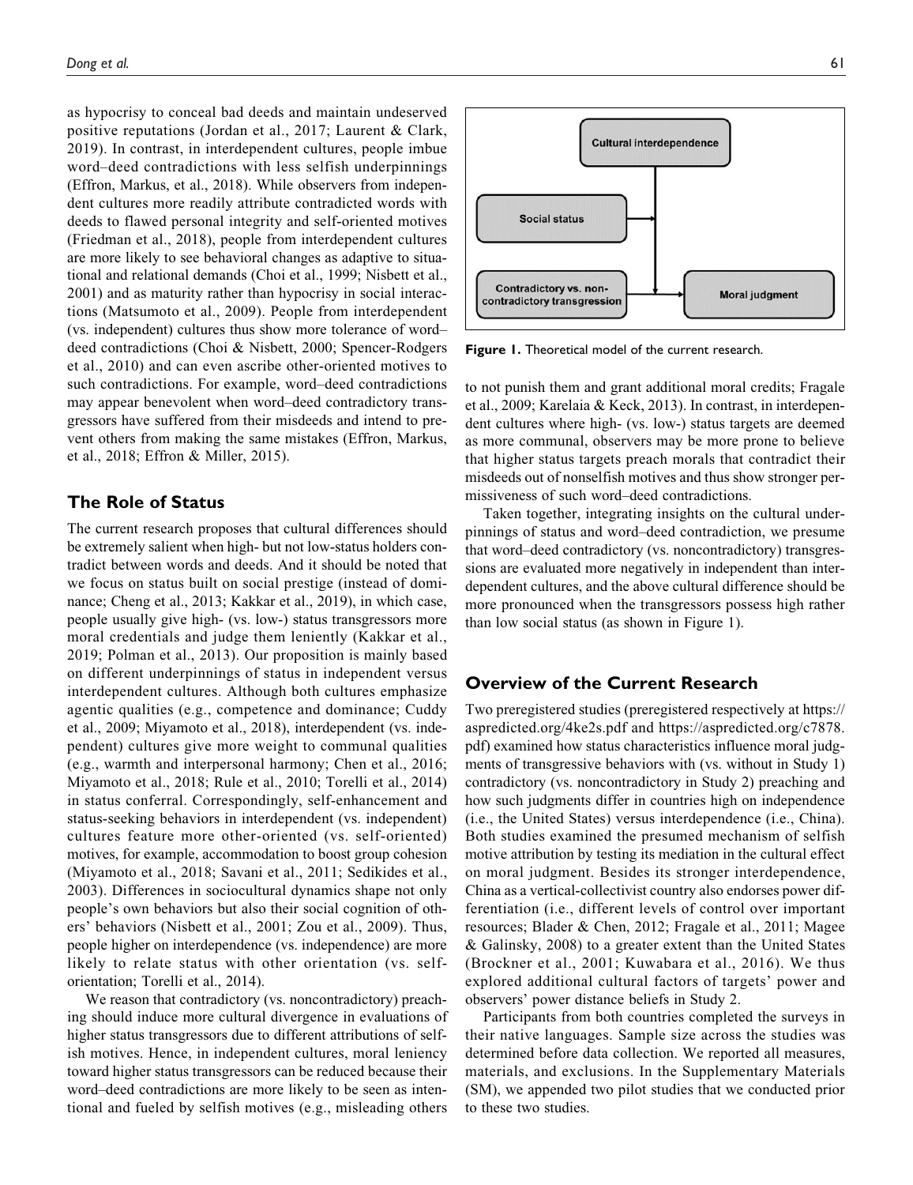as hypocrisy to conceal bad deeds and maintain undeserved positive reputations (Jordan et al., 2017; Laurent & Clark, 2019). In contrast, in interdependent cultures, people imbue word–deed contradictions with less selfish underpinnings (Effron, Markus, et al., 2018). While observers from independent cultures more readily attribute contradicted words with deeds to flawed personal integrity and self-oriented motives (Friedman et al., 2018), people from interdependent cultures are more likely to see behavioral changes as adaptive to situational and relational demands (Choi et al., 1999; Nisbett et al., 2001) and as maturity rather than hypocrisy in social interactions (Matsumoto et al., 2009). People from interdependent (vs. independent) cultures thus show more tolerance of word–deed contradictions (Choi & Nisbett, 2000; Spencer-Rodgers et al., 2010) and can even ascribe other-oriented motives to such contradictions. For example, word–deed contradictions may appear benevolent when word–deed contradictory transgressors have suffered from their misdeeds and intend to prevent others from making the same mistakes (Effron, Markus, et al., 2018; Effron & Miller, 2015).

## The Role of Status

The current research proposes that cultural differences should be extremely salient when high- but not low-status holders contradict between words and deeds. And it should be noted that we focus on status built on social prestige (instead of dominance; Cheng et al., 2013; Kakkar et al., 2019), in which case, people usually give high- (vs. low-) status transgressors more moral credentials and judge them leniently (Kakkar et al., 2019; Polman et al., 2013). Our proposition is mainly based on different underpinnings of status in independent versus interdependent cultures. Although both cultures emphasize agentic qualities (e.g., competence and dominance; Cuddy et al., 2009; Miyamoto et al., 2018), interdependent (vs. independent) cultures give more weight to communal qualities (e.g., warmth and interpersonal harmony; Chen et al., 2016; Miyamoto et al., 2018; Rule et al., 2010; Torelli et al., 2014) in status conferral. Correspondingly, self-enhancement and status-seeking behaviors in interdependent (vs. independent) cultures feature more other-oriented (vs. self-oriented) motives, for example, accommodation to boost group cohesion (Miyamoto et al., 2018; Savani et al., 2011; Sedikides et al., 2003). Differences in sociocultural dynamics shape not only people's own behaviors but also their social cognition of others' behaviors (Nisbett et al., 2001; Zou et al., 2009). Thus, people higher on interdependence (vs. independence) are more likely to relate status with other orientation (vs. self-orientation; Torelli et al., 2014).

We reason that contradictory (vs. noncontradictory) preaching should induce more cultural divergence in evaluations of higher status transgressors due to different attributions of selfish motives. Hence, in independent cultures, moral leniency toward higher status transgressors can be reduced because their word–deed contradictions are more likely to be seen as intentional and fueled by selfish motives (e.g., misleading others to not punish them and grant additional moral credits; Fragale et al., 2009; Karelaia & Keck, 2013). In contrast, in interdependent cultures where high- (vs. low-) status targets are deemed as more communal, observers may be more prone to believe that higher status targets preach morals that contradict their misdeeds out of nonselfish motives and thus show stronger permissiveness of such word–deed contradictions.

Taken together, integrating insights on the cultural underpinnings of status and word–deed contradiction, we presume that word–deed contradictory (vs. noncontradictory) transgressions are evaluated more negatively in independent than interdependent cultures, and the above cultural difference should be more pronounced when the transgressors possess high rather than low social status (as shown in Figure 1).

Cultural interdependence

Social status

Contradictory vs. non-contradictory transgression

Moral judgment

**Figure 1.** Theoretical model of the current research.

## Overview of the Current Research

Two preregistered studies (preregistered respectively at https://aspredicted.org/4ke2s.pdf and https://aspredicted.org/c7878.pdf) examined how status characteristics influence moral judgments of transgressive behaviors with (vs. without in Study 1) contradictory (vs. noncontradictory in Study 2) preaching and how such judgments differ in countries high on independence (i.e., the United States) versus interdependence (i.e., China). Both studies examined the presumed mechanism of selfish motive attribution by testing its mediation in the cultural effect on moral judgment. Besides its stronger interdependence, China as a vertical-collectivist country also endorses power differentiation (i.e., different levels of control over important resources; Blader & Chen, 2012; Fragale et al., 2011; Magee & Galinsky, 2008) to a greater extent than the United States (Brockner et al., 2001; Kuwabara et al., 2016). We thus explored additional cultural factors of targets' power and observers' power distance beliefs in Study 2.

Participants from both countries completed the surveys in their native languages. Sample size across the studies was determined before data collection. We reported all measures, materials, and exclusions. In the Supplementary Materials (SM), we appended two pilot studies that we conducted prior to these two studies.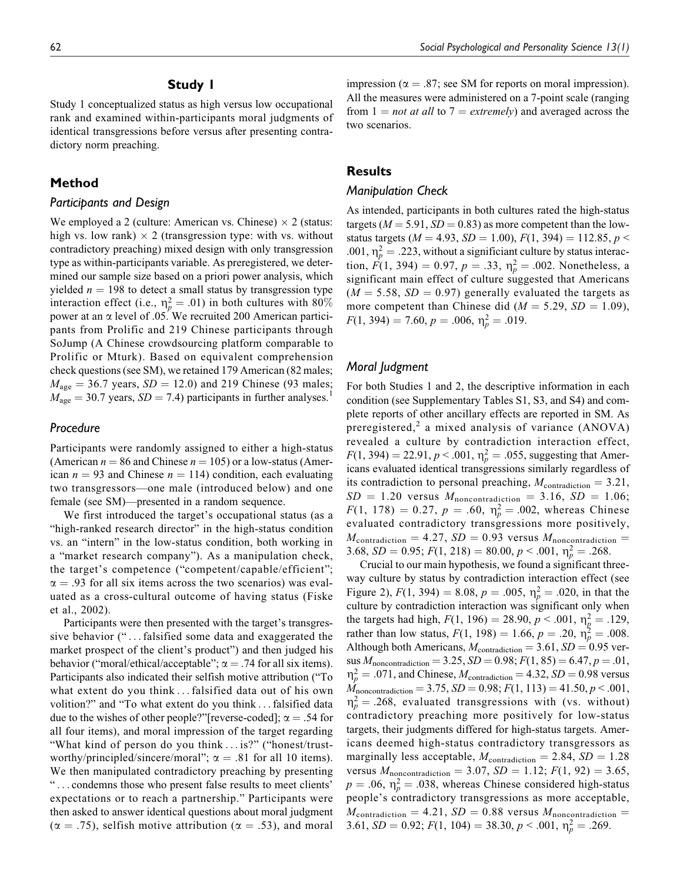## Study 1

Study 1 conceptualized status as high versus low occupational rank and examined within-participants moral judgments of identical transgressions before versus after presenting contradictory norm preaching.

## Method

### Participants and Design

We employed a 2 (culture: American vs. Chinese) × 2 (status: high vs. low rank) × 2 (transgression type: with vs. without contradictory preaching) mixed design with only transgression type as within-participants variable. As preregistered, we determined our sample size based on a priori power analysis, which yielded $n = 198$ to detect a small status by transgression type interaction effect (i.e., $\eta_p^2 = .01$) in both cultures with 80% power at an $\alpha$ level of .05. We recruited 200 American participants from Prolific and 219 Chinese participants through SoJump (A Chinese crowdsourcing platform comparable to Prolific or Mturk). Based on equivalent comprehension check questions (see SM), we retained 179 American (82 males; $M_{\text{age}} = 36.7$ years, $SD = 12.0$) and 219 Chinese (93 males; $M_{\text{age}} = 30.7$ years, $SD = 7.4$) participants in further analyses.[1]

### Procedure

Participants were randomly assigned to either a high-status (American $n = 86$ and Chinese $n = 105$) or a low-status (American $n = 93$ and Chinese $n = 114$) condition, each evaluating two transgressors—one male (introduced below) and one female (see SM)—presented in a random sequence.

We first introduced the target's occupational status (as a "high-ranked research director" in the high-status condition vs. an "intern" in the low-status condition, both working in a "market research company"). As a manipulation check, the target's competence ("competent/capable/efficient"; $\alpha = .93$ for all six items across the two scenarios) was evaluated as a cross-cultural outcome of having status (Fiske et al., 2002).

Participants were then presented with the target's transgressive behavior ("… falsified some data and exaggerated the market prospect of the client's product") and then judged his behavior ("moral/ethical/acceptable"; $\alpha = .74$ for all six items). Participants also indicated their selfish motive attribution ("To what extent do you think … falsified data out of his own volition?" and "To what extent do you think … falsified data due to the wishes of other people?"[reverse-coded]; $\alpha = .54$ for all four items), and moral impression of the target regarding "What kind of person do you think … is?" ("honest/trustworthy/principled/sincere/moral"; $\alpha = .81$ for all 10 items). We then manipulated contradictory preaching by presenting "… condemns those who present false results to meet clients' expectations or to reach a partnership." Participants were then asked to answer identical questions about moral judgment ($\alpha = .75$), selfish motive attribution ($\alpha = .53$), and moral impression ($\alpha = .87$; see SM for reports on moral impression). All the measures were administered on a 7-point scale (ranging from 1 = *not at all* to 7 = *extremely*) and averaged across the two scenarios.

## Results

### Manipulation Check

As intended, participants in both cultures rated the high-status targets ($M = 5.91$, $SD = 0.83$) as more competent than the low-status targets ($M = 4.93$, $SD = 1.00$), $F(1, 394) = 112.85$, $p < .001$, $\eta_p^2 = .223$, without a significant culture by status interaction, $F(1, 394) = 0.97$, $p = .33$, $\eta_p^2 = .002$. Nonetheless, a significant main effect of culture suggested that Americans ($M = 5.58$, $SD = 0.97$) generally evaluated the targets as more competent than Chinese did ($M = 5.29$, $SD = 1.09$), $F(1, 394) = 7.60$, $p = .006$, $\eta_p^2 = .019$.

### Moral Judgment

For both Studies 1 and 2, the descriptive information in each condition (see Supplementary Tables S1, S3, and S4) and complete reports of other ancillary effects are reported in SM. As preregistered,[2] a mixed analysis of variance (ANOVA) revealed a culture by contradiction interaction effect, $F(1, 394) = 22.91$, $p < .001$, $\eta_p^2 = .055$, suggesting that Americans evaluated identical transgressions similarly regardless of its contradiction to personal preaching, $M_{\text{contradiction}} = 3.21$, $SD = 1.20$ versus $M_{\text{noncontradiction}} = 3.16$, $SD = 1.06$; $F(1, 178) = 0.27$, $p = .60$, $\eta_p^2 = .002$, whereas Chinese evaluated contradictory transgressions more positively, $M_{\text{contradiction}} = 4.27$, $SD = 0.93$ versus $M_{\text{noncontradiction}} = 3.68$, $SD = 0.95$; $F(1, 218) = 80.00$, $p < .001$, $\eta_p^2 = .268$.

Crucial to our main hypothesis, we found a significant three-way culture by status by contradiction interaction effect (see Figure 2), $F(1, 394) = 8.08$, $p = .005$, $\eta_p^2 = .020$, in that the culture by contradiction interaction was significant only when the targets had high, $F(1, 196) = 28.90$, $p < .001$, $\eta_p^2 = .129$, rather than low status, $F(1, 198) = 1.66$, $p = .20$, $\eta_p^2 = .008$. Although both Americans, $M_{\text{contradiction}} = 3.61$, $SD = 0.95$ versus $M_{\text{noncontradiction}} = 3.25$, $SD = 0.98$; $F(1, 85) = 6.47$, $p = .01$, $\eta_p^2 = .071$, and Chinese, $M_{\text{contradiction}} = 4.32$, $SD = 0.98$ versus $M_{\text{noncontradiction}} = 3.75$, $SD = 0.98$; $F(1, 113) = 41.50$, $p < .001$, $\eta_p^2 = .268$, evaluated transgressions with (vs. without) contradictory preaching more positively for low-status targets, their judgments differed for high-status targets. Americans deemed high-status contradictory transgressors as marginally less acceptable, $M_{\text{contradiction}} = 2.84$, $SD = 1.28$ versus $M_{\text{noncontradiction}} = 3.07$, $SD = 1.12$; $F(1, 92) = 3.65$, $p = .06$, $\eta_p^2 = .038$, whereas Chinese considered high-status people's contradictory transgressions as more acceptable, $M_{\text{contradiction}} = 4.21$, $SD = 0.88$ versus $M_{\text{noncontradiction}} = 3.61$, $SD = 0.92$; $F(1, 104) = 38.30$, $p < .001$, $\eta_p^2 = .269$.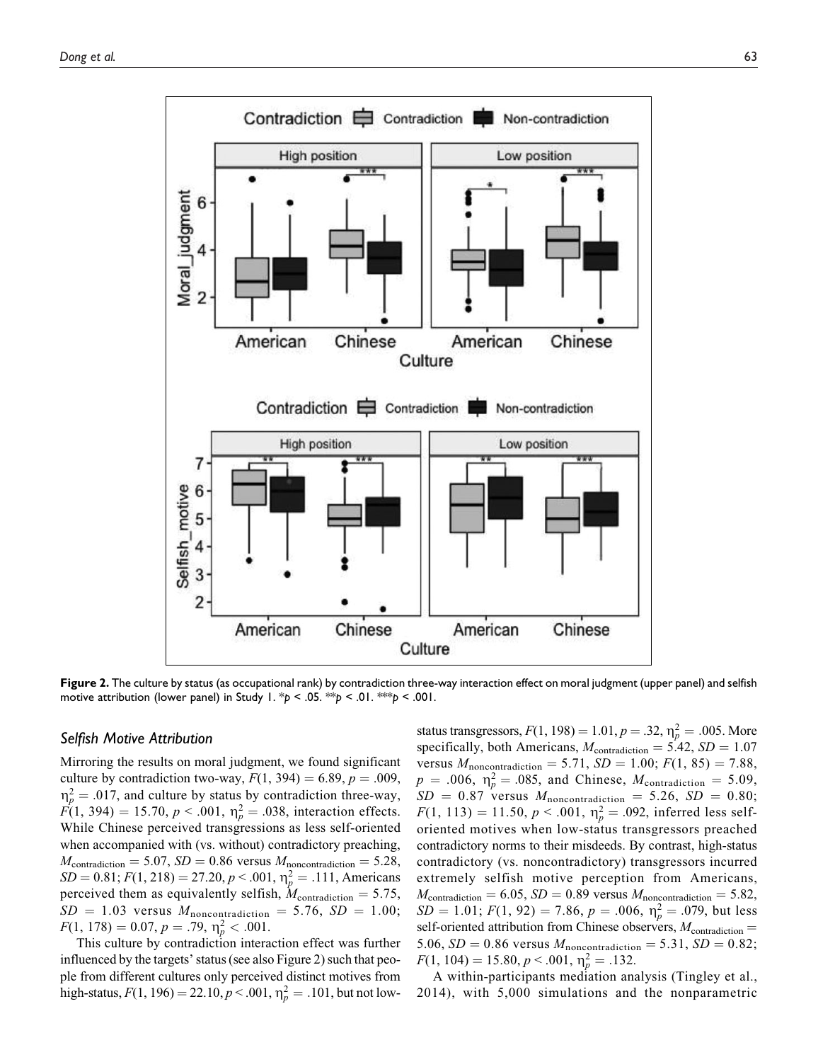**Figure 2.** The culture by status (as occupational rank) by contradiction three-way interaction effect on moral judgment (upper panel) and selfish motive attribution (lower panel) in Study 1. \*$p$ < .05. \*\*$p$ < .01. \*\*\*$p$ < .001.

### *Selfish Motive Attribution*

Mirroring the results on moral judgment, we found significant culture by contradiction two-way, $F(1, 394) = 6.89$, $p = .009$, $\eta_p^2 = .017$, and culture by status by contradiction three-way, $F(1, 394) = 15.70$, $p < .001$, $\eta_p^2 = .038$, interaction effects. While Chinese perceived transgressions as less self-oriented when accompanied with (vs. without) contradictory preaching, $M_{\text{contradiction}} = 5.07$, $SD = 0.86$ versus $M_{\text{noncontradiction}} = 5.28$, $SD = 0.81$; $F(1, 218) = 27.20$, $p < .001$, $\eta_p^2 = .111$, Americans perceived them as equivalently selfish, $M_{\text{contradiction}} = 5.75$, $SD = 1.03$ versus $M_{\text{noncontradiction}} = 5.76$, $SD = 1.00$; $F(1, 178) = 0.07$, $p = .79$, $\eta_p^2 < .001$.

This culture by contradiction interaction effect was further influenced by the targets' status (see also Figure 2) such that people from different cultures only perceived distinct motives from high-status, $F(1, 196) = 22.10$, $p < .001$, $\eta_p^2 = .101$, but not low-status transgressors, $F(1, 198) = 1.01$, $p = .32$, $\eta_p^2 = .005$. More specifically, both Americans, $M_{\text{contradiction}} = 5.42$, $SD = 1.07$ versus $M_{\text{noncontradiction}} = 5.71$, $SD = 1.00$; $F(1, 85) = 7.88$, $p = .006$, $\eta_p^2 = .085$, and Chinese, $M_{\text{contradiction}} = 5.09$, $SD = 0.87$ versus $M_{\text{noncontradiction}} = 5.26$, $SD = 0.80$; $F(1, 113) = 11.50$, $p < .001$, $\eta_p^2 = .092$, inferred less self-oriented motives when low-status transgressors preached contradictory norms to their misdeeds. By contrast, high-status contradictory (vs. noncontradictory) transgressors incurred extremely selfish motive perception from Americans, $M_{\text{contradiction}} = 6.05$, $SD = 0.89$ versus $M_{\text{noncontradiction}} = 5.82$, $SD = 1.01$; $F(1, 92) = 7.86$, $p = .006$, $\eta_p^2 = .079$, but less self-oriented attribution from Chinese observers, $M_{\text{contradiction}} = 5.06$, $SD = 0.86$ versus $M_{\text{noncontradiction}} = 5.31$, $SD = 0.82$; $F(1, 104) = 15.80$, $p < .001$, $\eta_p^2 = .132$.

A within-participants mediation analysis (Tingley et al., 2014), with 5,000 simulations and the nonparametric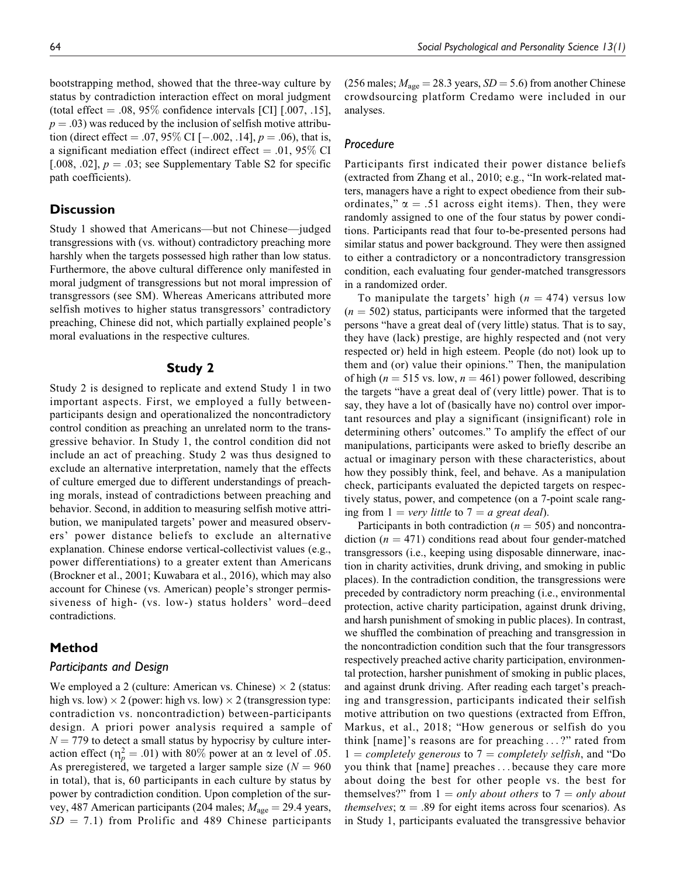bootstrapping method, showed that the three-way culture by status by contradiction interaction effect on moral judgment (total effect = .08, 95% confidence intervals [CI] [.007, .15], $p = .03$) was reduced by the inclusion of selfish motive attribution (direct effect = .07, 95% CI [−.002, .14], $p = .06$), that is, a significant mediation effect (indirect effect = .01, 95% CI [.008, .02], $p = .03$; see Supplementary Table S2 for specific path coefficients).

## Discussion

Study 1 showed that Americans—but not Chinese—judged transgressions with (vs. without) contradictory preaching more harshly when the targets possessed high rather than low status. Furthermore, the above cultural difference only manifested in moral judgment of transgressions but not moral impression of transgressors (see SM). Whereas Americans attributed more selfish motives to higher status transgressors' contradictory preaching, Chinese did not, which partially explained people's moral evaluations in the respective cultures.

# Study 2

Study 2 is designed to replicate and extend Study 1 in two important aspects. First, we employed a fully between-participants design and operationalized the noncontradictory control condition as preaching an unrelated norm to the transgressive behavior. In Study 1, the control condition did not include an act of preaching. Study 2 was thus designed to exclude an alternative interpretation, namely that the effects of culture emerged due to different understandings of preaching morals, instead of contradictions between preaching and behavior. Second, in addition to measuring selfish motive attribution, we manipulated targets' power and measured observers' power distance beliefs to exclude an alternative explanation. Chinese endorse vertical-collectivist values (e.g., power differentiations) to a greater extent than Americans (Brockner et al., 2001; Kuwabara et al., 2016), which may also account for Chinese (vs. American) people's stronger permissiveness of high- (vs. low-) status holders' word–deed contradictions.

## Method

### Participants and Design

We employed a 2 (culture: American vs. Chinese) × 2 (status: high vs. low) × 2 (power: high vs. low) × 2 (transgression type: contradiction vs. noncontradiction) between-participants design. A priori power analysis required a sample of $N = 779$ to detect a small status by hypocrisy by culture interaction effect ($\eta_p^2 = .01$) with 80% power at an $\alpha$ level of .05. As preregistered, we targeted a larger sample size ($N = 960$ in total), that is, 60 participants in each culture by status by power by contradiction condition. Upon completion of the survey, 487 American participants (204 males; $M_{\text{age}} = 29.4$ years, $SD = 7.1$) from Prolific and 489 Chinese participants (256 males; $M_{\text{age}} = 28.3$ years, $SD = 5.6$) from another Chinese crowdsourcing platform Credamo were included in our analyses.

### Procedure

Participants first indicated their power distance beliefs (extracted from Zhang et al., 2010; e.g., "In work-related matters, managers have a right to expect obedience from their subordinates," $\alpha = .51$ across eight items). Then, they were randomly assigned to one of the four status by power conditions. Participants read that four to-be-presented persons had similar status and power background. They were then assigned to either a contradictory or a noncontradictory transgression condition, each evaluating four gender-matched transgressors in a randomized order.

To manipulate the targets' high ($n = 474$) versus low ($n = 502$) status, participants were informed that the targeted persons "have a great deal of (very little) status. That is to say, they have (lack) prestige, are highly respected and (not very respected or) held in high esteem. People (do not) look up to them and (or) value their opinions." Then, the manipulation of high ($n = 515$ vs. low, $n = 461$) power followed, describing the targets "have a great deal of (very little) power. That is to say, they have a lot of (basically have no) control over important resources and play a significant (insignificant) role in determining others' outcomes." To amplify the effect of our manipulations, participants were asked to briefly describe an actual or imaginary person with these characteristics, about how they possibly think, feel, and behave. As a manipulation check, participants evaluated the depicted targets on respectively status, power, and competence (on a 7-point scale ranging from 1 = *very little* to 7 = *a great deal*).

Participants in both contradiction ($n = 505$) and noncontradiction ($n = 471$) conditions read about four gender-matched transgressors (i.e., keeping using disposable dinnerware, inaction in charity activities, drunk driving, and smoking in public places). In the contradiction condition, the transgressions were preceded by contradictory norm preaching (i.e., environmental protection, active charity participation, against drunk driving, and harsh punishment of smoking in public places). In contrast, we shuffled the combination of preaching and transgression in the noncontradiction condition such that the four transgressors respectively preached active charity participation, environmental protection, harsher punishment of smoking in public places, and against drunk driving. After reading each target's preaching and transgression, participants indicated their selfish motive attribution on two questions (extracted from Effron, Markus, et al., 2018; "How generous or selfish do you think [name]'s reasons are for preaching . . . ?" rated from 1 = *completely generous* to 7 = *completely selfish*, and "Do you think that [name] preaches . . . because they care more about doing the best for other people vs. the best for themselves?" from 1 = *only about others* to 7 = *only about themselves*; $\alpha = .89$ for eight items across four scenarios). As in Study 1, participants evaluated the transgressive behavior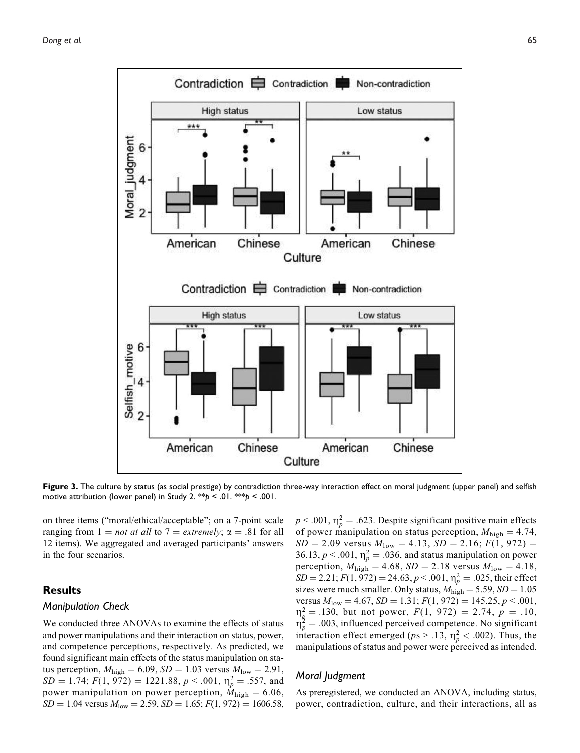Figure 3. The culture by status (as social prestige) by contradiction three-way interaction effect on moral judgment (upper panel) and selfish motive attribution (lower panel) in Study 2. $^{**}p < .01$. $^{***}p < .001$.

on three items ("moral/ethical/acceptable"; on a 7-point scale ranging from 1 = *not at all* to 7 = *extremely*; $\alpha = .81$ for all 12 items). We aggregated and averaged participants' answers in the four scenarios.

## Results

### Manipulation Check

We conducted three ANOVAs to examine the effects of status and power manipulations and their interaction on status, power, and competence perceptions, respectively. As predicted, we found significant main effects of the status manipulation on status perception, $M_{\text{high}} = 6.09$, $SD = 1.03$ versus $M_{\text{low}} = 2.91$, $SD = 1.74$; $F(1, 972) = 1221.88$, $p < .001$, $\eta_p^2 = .557$, and power manipulation on power perception, $M_{\text{high}} = 6.06$, $SD = 1.04$ versus $M_{\text{low}} = 2.59$, $SD = 1.65$; $F(1, 972) = 1606.58$, $p < .001$, $\eta_p^2 = .623$. Despite significant positive main effects of power manipulation on status perception, $M_{\text{high}} = 4.74$, $SD = 2.09$ versus $M_{\text{low}} = 4.13$, $SD = 2.16$; $F(1, 972) = 36.13$, $p < .001$, $\eta_p^2 = .036$, and status manipulation on power perception, $M_{\text{high}} = 4.68$, $SD = 2.18$ versus $M_{\text{low}} = 4.18$, $SD = 2.21$; $F(1, 972) = 24.63$, $p < .001$, $\eta_p^2 = .025$, their effect sizes were much smaller. Only status, $M_{\text{high}} = 5.59$, $SD = 1.05$ versus $M_{\text{low}} = 4.67$, $SD = 1.31$; $F(1, 972) = 145.25$, $p < .001$, $\eta_p^2 = .130$, but not power, $F(1, 972) = 2.74$, $p = .10$, $\eta_p^2 = .003$, influenced perceived competence. No significant interaction effect emerged ($ps > .13$, $\eta_p^2 < .002$). Thus, the manipulations of status and power were perceived as intended.

### Moral Judgment

As preregistered, we conducted an ANOVA, including status, power, contradiction, culture, and their interactions, all as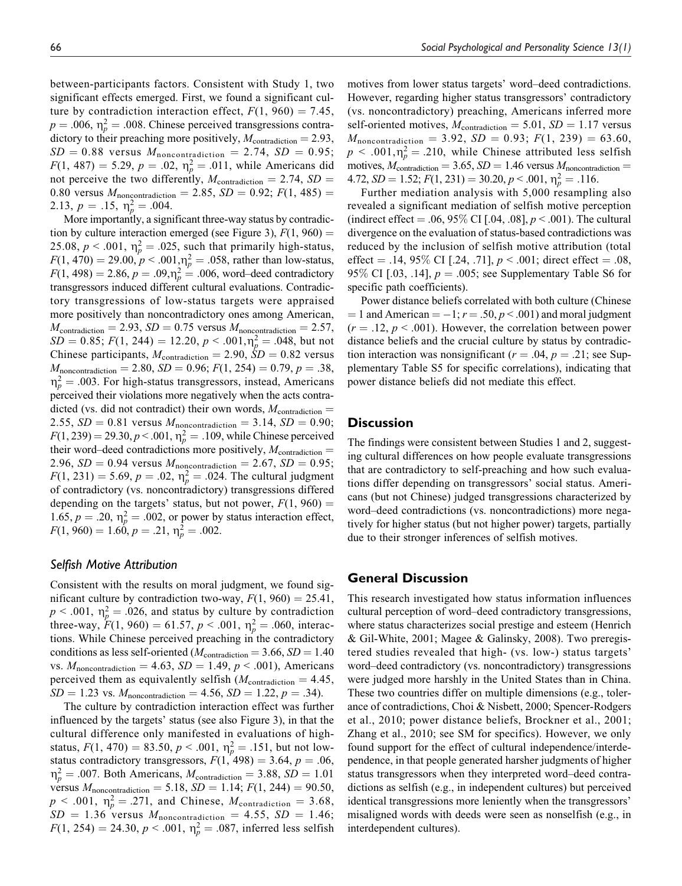between-participants factors. Consistent with Study 1, two significant effects emerged. First, we found a significant culture by contradiction interaction effect, $F(1, 960) = 7.45$, $p = .006$, $\eta_p^2 = .008$. Chinese perceived transgressions contradictory to their preaching more positively, $M_{\text{contradiction}} = 2.93$, $SD = 0.88$ versus $M_{\text{noncontradiction}} = 2.74$, $SD = 0.95$; $F(1, 487) = 5.29$, $p = .02$, $\eta_p^2 = .011$, while Americans did not perceive the two differently, $M_{\text{contradiction}} = 2.74$, $SD = 0.80$ versus $M_{\text{noncontradiction}} = 2.85$, $SD = 0.92$; $F(1, 485) = 2.13$, $p = .15$, $\eta_p^2 = .004$.

More importantly, a significant three-way status by contradiction by culture interaction emerged (see Figure 3), $F(1, 960) = 25.08$, $p < .001$, $\eta_p^2 = .025$, such that primarily high-status, $F(1, 470) = 29.00$, $p < .001$, $\eta_p^2 = .058$, rather than low-status, $F(1, 498) = 2.86$, $p = .09$, $\eta_p^2 = .006$, word–deed contradictory transgressors induced different cultural evaluations. Contradictory transgressions of low-status targets were appraised more positively than noncontradictory ones among American, $M_{\text{contradiction}} = 2.93$, $SD = 0.75$ versus $M_{\text{noncontradiction}} = 2.57$, $SD = 0.85$; $F(1, 244) = 12.20$, $p < .001$, $\eta_p^2 = .048$, but not Chinese participants, $M_{\text{contradiction}} = 2.90$, $SD = 0.82$ versus $M_{\text{noncontradiction}} = 2.80$, $SD = 0.96$; $F(1, 254) = 0.79$, $p = .38$, $\eta_p^2 = .003$. For high-status transgressors, instead, Americans perceived their violations more negatively when the acts contradicted (vs. did not contradict) their own words, $M_{\text{contradiction}} = 2.55$, $SD = 0.81$ versus $M_{\text{noncontradiction}} = 3.14$, $SD = 0.90$; $F(1, 239) = 29.30$, $p < .001$, $\eta_p^2 = .109$, while Chinese perceived their word–deed contradictions more positively, $M_{\text{contradiction}} = 2.96$, $SD = 0.94$ versus $M_{\text{noncontradiction}} = 2.67$, $SD = 0.95$; $F(1, 231) = 5.69$, $p = .02$, $\eta_p^2 = .024$. The cultural judgment of contradictory (vs. noncontradictory) transgressions differed depending on the targets' status, but not power, $F(1, 960) = 1.65$, $p = .20$, $\eta_p^2 = .002$, or power by status interaction effect, $F(1, 960) = 1.60$, $p = .21$, $\eta_p^2 = .002$.

### Selfish Motive Attribution

Consistent with the results on moral judgment, we found significant culture by contradiction two-way, $F(1, 960) = 25.41$, $p < .001$, $\eta_p^2 = .026$, and status by culture by contradiction three-way, $F(1, 960) = 61.57$, $p < .001$, $\eta_p^2 = .060$, interactions. While Chinese perceived preaching in the contradictory conditions as less self-oriented ($M_{\text{contradiction}} = 3.66$, $SD = 1.40$ vs. $M_{\text{noncontradiction}} = 4.63$, $SD = 1.49$, $p < .001$), Americans perceived them as equivalently selfish ($M_{\text{contradiction}} = 4.45$, $SD = 1.23$ vs. $M_{\text{noncontradiction}} = 4.56$, $SD = 1.22$, $p = .34$).

The culture by contradiction interaction effect was further influenced by the targets' status (see also Figure 3), in that the cultural difference only manifested in evaluations of high-status, $F(1, 470) = 83.50$, $p < .001$, $\eta_p^2 = .151$, but not low-status contradictory transgressors, $F(1, 498) = 3.64$, $p = .06$, $\eta_p^2 = .007$. Both Americans, $M_{\text{contradiction}} = 3.88$, $SD = 1.01$ versus $M_{\text{noncontradiction}} = 5.18$, $SD = 1.14$; $F(1, 244) = 90.50$, $p < .001$, $\eta_p^2 = .271$, and Chinese, $M_{\text{contradiction}} = 3.68$, $SD = 1.36$ versus $M_{\text{noncontradiction}} = 4.55$, $SD = 1.46$; $F(1, 254) = 24.30$, $p < .001$, $\eta_p^2 = .087$, inferred less selfish motives from lower status targets' word–deed contradictions. However, regarding higher status transgressors' contradictory (vs. noncontradictory) preaching, Americans inferred more self-oriented motives, $M_{\text{contradiction}} = 5.01$, $SD = 1.17$ versus $M_{\text{noncontradiction}} = 3.92$, $SD = 0.93$; $F(1, 239) = 63.60$, $p < .001$, $\eta_p^2 = .210$, while Chinese attributed less selfish motives, $M_{\text{contradiction}} = 3.65$, $SD = 1.46$ versus $M_{\text{noncontradiction}} = 4.72$, $SD = 1.52$; $F(1, 231) = 30.20$, $p < .001$, $\eta_p^2 = .116$.

Further mediation analysis with 5,000 resampling also revealed a significant mediation of selfish motive perception (indirect effect = .06, 95% CI [.04, .08], $p < .001$). The cultural divergence on the evaluation of status-based contradictions was reduced by the inclusion of selfish motive attribution (total effect = .14, 95% CI [.24, .71], $p < .001$; direct effect = .08, 95% CI [.03, .14], $p = .005$; see Supplementary Table S6 for specific path coefficients).

Power distance beliefs correlated with both culture (Chinese = 1 and American = −1; $r = .50$, $p < .001$) and moral judgment ($r = .12$, $p < .001$). However, the correlation between power distance beliefs and the crucial culture by status by contradiction interaction was nonsignificant ($r = .04$, $p = .21$; see Supplementary Table S5 for specific correlations), indicating that power distance beliefs did not mediate this effect.

## Discussion

The findings were consistent between Studies 1 and 2, suggesting cultural differences on how people evaluate transgressions that are contradictory to self-preaching and how such evaluations differ depending on transgressors' social status. Americans (but not Chinese) judged transgressions characterized by word–deed contradictions (vs. noncontradictions) more negatively for higher status (but not higher power) targets, partially due to their stronger inferences of selfish motives.

## General Discussion

This research investigated how status information influences cultural perception of word–deed contradictory transgressions, where status characterizes social prestige and esteem (Henrich & Gil-White, 2001; Magee & Galinsky, 2008). Two preregistered studies revealed that high- (vs. low-) status targets' word–deed contradictory (vs. noncontradictory) transgressions were judged more harshly in the United States than in China. These two countries differ on multiple dimensions (e.g., tolerance of contradictions, Choi & Nisbett, 2000; Spencer-Rodgers et al., 2010; power distance beliefs, Brockner et al., 2001; Zhang et al., 2010; see SM for specifics). However, we only found support for the effect of cultural independence/interdependence, in that people generated harsher judgments of higher status transgressors when they interpreted word–deed contradictions as selfish (e.g., in independent cultures) but perceived identical transgressions more leniently when the transgressors' misaligned words with deeds were seen as nonselfish (e.g., in interdependent cultures).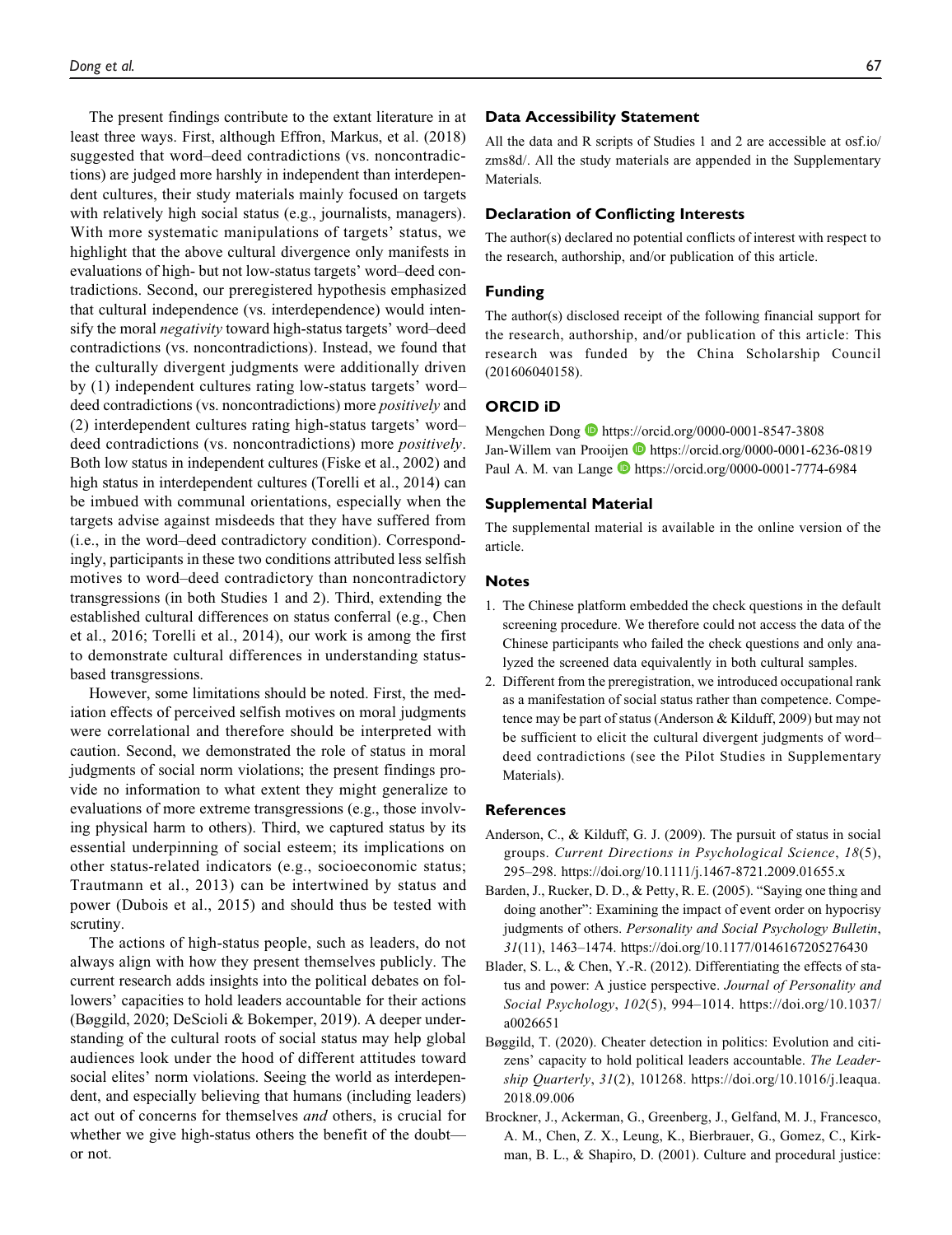The present findings contribute to the extant literature in at least three ways. First, although Effron, Markus, et al. (2018) suggested that word–deed contradictions (vs. noncontradictions) are judged more harshly in independent than interdependent cultures, their study materials mainly focused on targets with relatively high social status (e.g., journalists, managers). With more systematic manipulations of targets' status, we highlight that the above cultural divergence only manifests in evaluations of high- but not low-status targets' word–deed contradictions. Second, our preregistered hypothesis emphasized that cultural independence (vs. interdependence) would intensify the moral *negativity* toward high-status targets' word–deed contradictions (vs. noncontradictions). Instead, we found that the culturally divergent judgments were additionally driven by (1) independent cultures rating low-status targets' word–deed contradictions (vs. noncontradictions) more *positively* and (2) interdependent cultures rating high-status targets' word–deed contradictions (vs. noncontradictions) more *positively*. Both low status in independent cultures (Fiske et al., 2002) and high status in interdependent cultures (Torelli et al., 2014) can be imbued with communal orientations, especially when the targets advise against misdeeds that they have suffered from (i.e., in the word–deed contradictory condition). Correspondingly, participants in these two conditions attributed less selfish motives to word–deed contradictory than noncontradictory transgressions (in both Studies 1 and 2). Third, extending the established cultural differences on status conferral (e.g., Chen et al., 2016; Torelli et al., 2014), our work is among the first to demonstrate cultural differences in understanding status-based transgressions.

However, some limitations should be noted. First, the mediation effects of perceived selfish motives on moral judgments were correlational and therefore should be interpreted with caution. Second, we demonstrated the role of status in moral judgments of social norm violations; the present findings provide no information to what extent they might generalize to evaluations of more extreme transgressions (e.g., those involving physical harm to others). Third, we captured status by its essential underpinning of social esteem; its implications on other status-related indicators (e.g., socioeconomic status; Trautmann et al., 2013) can be intertwined by status and power (Dubois et al., 2015) and should thus be tested with scrutiny.

The actions of high-status people, such as leaders, do not always align with how they present themselves publicly. The current research adds insights into the political debates on followers' capacities to hold leaders accountable for their actions (Bøggild, 2020; DeScioli & Bokemper, 2019). A deeper understanding of the cultural roots of social status may help global audiences look under the hood of different attitudes toward social elites' norm violations. Seeing the world as interdependent, and especially believing that humans (including leaders) act out of concerns for themselves *and* others, is crucial for whether we give high-status others the benefit of the doubt—or not.

## Data Accessibility Statement

All the data and R scripts of Studies 1 and 2 are accessible at osf.io/zms8d/. All the study materials are appended in the Supplementary Materials.

## Declaration of Conflicting Interests

The author(s) declared no potential conflicts of interest with respect to the research, authorship, and/or publication of this article.

## Funding

The author(s) disclosed receipt of the following financial support for the research, authorship, and/or publication of this article: This research was funded by the China Scholarship Council (201606040158).

## ORCID iD

Mengchen Dong https://orcid.org/0000-0001-8547-3808
Jan-Willem van Prooijen https://orcid.org/0000-0001-6236-0819
Paul A. M. van Lange https://orcid.org/0000-0001-7774-6984

## Supplemental Material

The supplemental material is available in the online version of the article.

## Notes

1. The Chinese platform embedded the check questions in the default screening procedure. We therefore could not access the data of the Chinese participants who failed the check questions and only analyzed the screened data equivalently in both cultural samples.
2. Different from the preregistration, we introduced occupational rank as a manifestation of social status rather than competence. Competence may be part of status (Anderson & Kilduff, 2009) but may not be sufficient to elicit the cultural divergent judgments of word–deed contradictions (see the Pilot Studies in Supplementary Materials).

## References

Anderson, C., & Kilduff, G. J. (2009). The pursuit of status in social groups. *Current Directions in Psychological Science*, *18*(5), 295–298. https://doi.org/10.1111/j.1467-8721.2009.01655.x

Barden, J., Rucker, D. D., & Petty, R. E. (2005). "Saying one thing and doing another": Examining the impact of event order on hypocrisy judgments of others. *Personality and Social Psychology Bulletin*, *31*(11), 1463–1474. https://doi.org/10.1177/0146167205276430

Blader, S. L., & Chen, Y.-R. (2012). Differentiating the effects of status and power: A justice perspective. *Journal of Personality and Social Psychology*, *102*(5), 994–1014. https://doi.org/10.1037/a0026651

Bøggild, T. (2020). Cheater detection in politics: Evolution and citizens' capacity to hold political leaders accountable. *The Leadership Quarterly*, *31*(2), 101268. https://doi.org/10.1016/j.leaqua.2018.09.006

Brockner, J., Ackerman, G., Greenberg, J., Gelfand, M. J., Francesco, A. M., Chen, Z. X., Leung, K., Bierbrauer, G., Gomez, C., Kirkman, B. L., & Shapiro, D. (2001). Culture and procedural justice: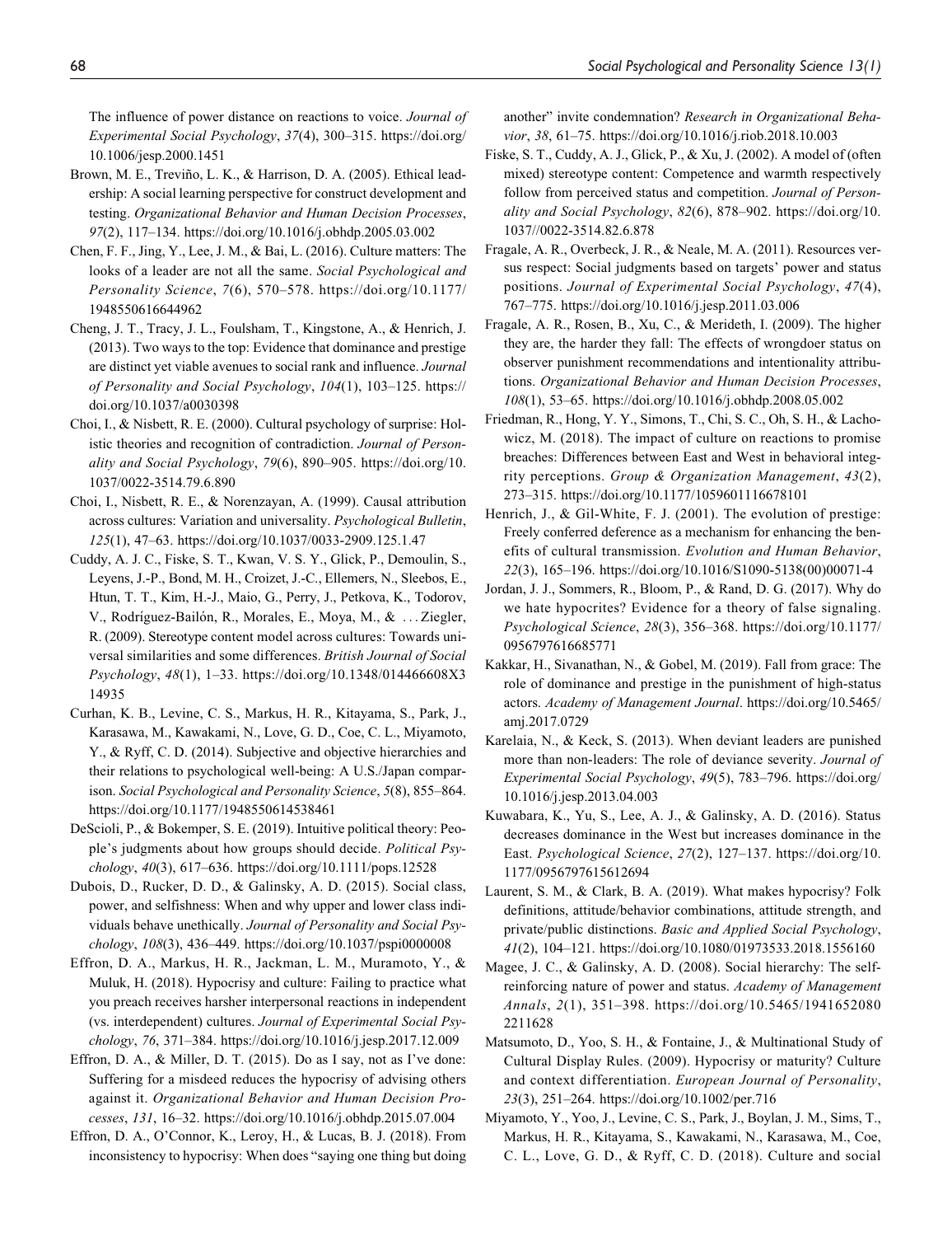The influence of power distance on reactions to voice. *Journal of Experimental Social Psychology*, *37*(4), 300–315. https://doi.org/10.1006/jesp.2000.1451

Brown, M. E., Treviño, L. K., & Harrison, D. A. (2005). Ethical leadership: A social learning perspective for construct development and testing. *Organizational Behavior and Human Decision Processes*, *97*(2), 117–134. https://doi.org/10.1016/j.obhdp.2005.03.002

Chen, F. F., Jing, Y., Lee, J. M., & Bai, L. (2016). Culture matters: The looks of a leader are not all the same. *Social Psychological and Personality Science*, *7*(6), 570–578. https://doi.org/10.1177/1948550616644962

Cheng, J. T., Tracy, J. L., Foulsham, T., Kingstone, A., & Henrich, J. (2013). Two ways to the top: Evidence that dominance and prestige are distinct yet viable avenues to social rank and influence. *Journal of Personality and Social Psychology*, *104*(1), 103–125. https://doi.org/10.1037/a0030398

Choi, I., & Nisbett, R. E. (2000). Cultural psychology of surprise: Holistic theories and recognition of contradiction. *Journal of Personality and Social Psychology*, *79*(6), 890–905. https://doi.org/10.1037/0022-3514.79.6.890

Choi, I., Nisbett, R. E., & Norenzayan, A. (1999). Causal attribution across cultures: Variation and universality. *Psychological Bulletin*, *125*(1), 47–63. https://doi.org/10.1037/0033-2909.125.1.47

Cuddy, A. J. C., Fiske, S. T., Kwan, V. S. Y., Glick, P., Demoulin, S., Leyens, J.-P., Bond, M. H., Croizet, J.-C., Ellemers, N., Sleebos, E., Htun, T. T., Kim, H.-J., Maio, G., Perry, J., Petkova, K., Todorov, V., Rodríguez-Bailón, R., Morales, E., Moya, M., & ... Ziegler, R. (2009). Stereotype content model across cultures: Towards universal similarities and some differences. *British Journal of Social Psychology*, *48*(1), 1–33. https://doi.org/10.1348/014466608X314935

Curhan, K. B., Levine, C. S., Markus, H. R., Kitayama, S., Park, J., Karasawa, M., Kawakami, N., Love, G. D., Coe, C. L., Miyamoto, Y., & Ryff, C. D. (2014). Subjective and objective hierarchies and their relations to psychological well-being: A U.S./Japan comparison. *Social Psychological and Personality Science*, *5*(8), 855–864. https://doi.org/10.1177/1948550614538461

DeScioli, P., & Bokemper, S. E. (2019). Intuitive political theory: People's judgments about how groups should decide. *Political Psychology*, *40*(3), 617–636. https://doi.org/10.1111/pops.12528

Dubois, D., Rucker, D. D., & Galinsky, A. D. (2015). Social class, power, and selfishness: When and why upper and lower class individuals behave unethically. *Journal of Personality and Social Psychology*, *108*(3), 436–449. https://doi.org/10.1037/pspi0000008

Effron, D. A., Markus, H. R., Jackman, L. M., Muramoto, Y., & Muluk, H. (2018). Hypocrisy and culture: Failing to practice what you preach receives harsher interpersonal reactions in independent (vs. interdependent) cultures. *Journal of Experimental Social Psychology*, *76*, 371–384. https://doi.org/10.1016/j.jesp.2017.12.009

Effron, D. A., & Miller, D. T. (2015). Do as I say, not as I've done: Suffering for a misdeed reduces the hypocrisy of advising others against it. *Organizational Behavior and Human Decision Processes*, *131*, 16–32. https://doi.org/10.1016/j.obhdp.2015.07.004

Effron, D. A., O'Connor, K., Leroy, H., & Lucas, B. J. (2018). From inconsistency to hypocrisy: When does "saying one thing but doing another" invite condemnation? *Research in Organizational Behavior*, *38*, 61–75. https://doi.org/10.1016/j.riob.2018.10.003

Fiske, S. T., Cuddy, A. J., Glick, P., & Xu, J. (2002). A model of (often mixed) stereotype content: Competence and warmth respectively follow from perceived status and competition. *Journal of Personality and Social Psychology*, *82*(6), 878–902. https://doi.org/10.1037//0022-3514.82.6.878

Fragale, A. R., Overbeck, J. R., & Neale, M. A. (2011). Resources versus respect: Social judgments based on targets' power and status positions. *Journal of Experimental Social Psychology*, *47*(4), 767–775. https://doi.org/10.1016/j.jesp.2011.03.006

Fragale, A. R., Rosen, B., Xu, C., & Merideth, I. (2009). The higher they are, the harder they fall: The effects of wrongdoer status on observer punishment recommendations and intentionality attributions. *Organizational Behavior and Human Decision Processes*, *108*(1), 53–65. https://doi.org/10.1016/j.obhdp.2008.05.002

Friedman, R., Hong, Y. Y., Simons, T., Chi, S. C., Oh, S. H., & Lachowicz, M. (2018). The impact of culture on reactions to promise breaches: Differences between East and West in behavioral integrity perceptions. *Group & Organization Management*, *43*(2), 273–315. https://doi.org/10.1177/1059601116678101

Henrich, J., & Gil-White, F. J. (2001). The evolution of prestige: Freely conferred deference as a mechanism for enhancing the benefits of cultural transmission. *Evolution and Human Behavior*, *22*(3), 165–196. https://doi.org/10.1016/S1090-5138(00)00071-4

Jordan, J. J., Sommers, R., Bloom, P., & Rand, D. G. (2017). Why do we hate hypocrites? Evidence for a theory of false signaling. *Psychological Science*, *28*(3), 356–368. https://doi.org/10.1177/0956797616685771

Kakkar, H., Sivanathan, N., & Gobel, M. (2019). Fall from grace: The role of dominance and prestige in the punishment of high-status actors. *Academy of Management Journal*. https://doi.org/10.5465/amj.2017.0729

Karelaia, N., & Keck, S. (2013). When deviant leaders are punished more than non-leaders: The role of deviance severity. *Journal of Experimental Social Psychology*, *49*(5), 783–796. https://doi.org/10.1016/j.jesp.2013.04.003

Kuwabara, K., Yu, S., Lee, A. J., & Galinsky, A. D. (2016). Status decreases dominance in the West but increases dominance in the East. *Psychological Science*, *27*(2), 127–137. https://doi.org/10.1177/0956797615612694

Laurent, S. M., & Clark, B. A. (2019). What makes hypocrisy? Folk definitions, attitude/behavior combinations, attitude strength, and private/public distinctions. *Basic and Applied Social Psychology*, *41*(2), 104–121. https://doi.org/10.1080/01973533.2018.1556160

Magee, J. C., & Galinsky, A. D. (2008). Social hierarchy: The self-reinforcing nature of power and status. *Academy of Management Annals*, *2*(1), 351–398. https://doi.org/10.5465/19416520802211628

Matsumoto, D., Yoo, S. H., & Fontaine, J., & Multinational Study of Cultural Display Rules. (2009). Hypocrisy or maturity? Culture and context differentiation. *European Journal of Personality*, *23*(3), 251–264. https://doi.org/10.1002/per.716

Miyamoto, Y., Yoo, J., Levine, C. S., Park, J., Boylan, J. M., Sims, T., Markus, H. R., Kitayama, S., Kawakami, N., Karasawa, M., Coe, C. L., Love, G. D., & Ryff, C. D. (2018). Culture and social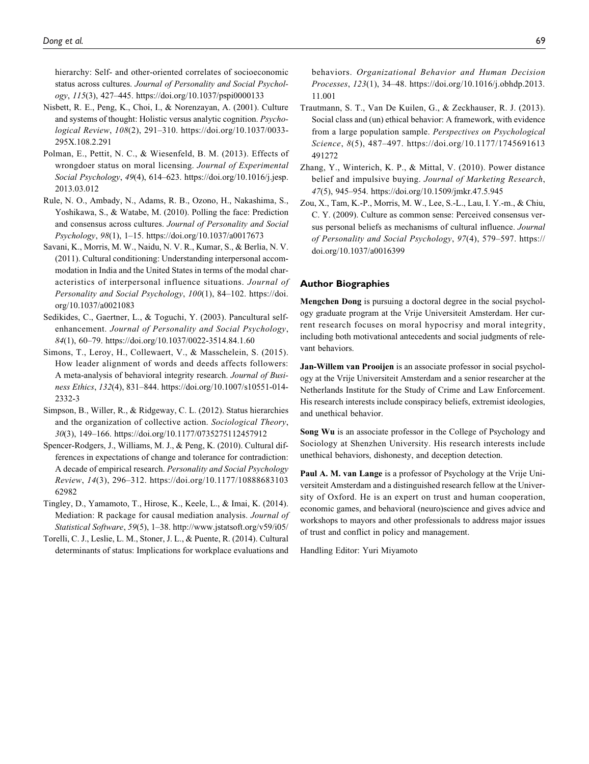hierarchy: Self- and other-oriented correlates of socioeconomic status across cultures. *Journal of Personality and Social Psychology*, *115*(3), 427–445. https://doi.org/10.1037/pspi0000133

Nisbett, R. E., Peng, K., Choi, I., & Norenzayan, A. (2001). Culture and systems of thought: Holistic versus analytic cognition. *Psychological Review*, *108*(2), 291–310. https://doi.org/10.1037/0033-295X.108.2.291

Polman, E., Pettit, N. C., & Wiesenfeld, B. M. (2013). Effects of wrongdoer status on moral licensing. *Journal of Experimental Social Psychology*, *49*(4), 614–623. https://doi.org/10.1016/j.jesp.2013.03.012

Rule, N. O., Ambady, N., Adams, R. B., Ozono, H., Nakashima, S., Yoshikawa, S., & Watabe, M. (2010). Polling the face: Prediction and consensus across cultures. *Journal of Personality and Social Psychology*, *98*(1), 1–15. https://doi.org/10.1037/a0017673

Savani, K., Morris, M. W., Naidu, N. V. R., Kumar, S., & Berlia, N. V. (2011). Cultural conditioning: Understanding interpersonal accommodation in India and the United States in terms of the modal characteristics of interpersonal influence situations. *Journal of Personality and Social Psychology*, *100*(1), 84–102. https://doi.org/10.1037/a0021083

Sedikides, C., Gaertner, L., & Toguchi, Y. (2003). Pancultural self-enhancement. *Journal of Personality and Social Psychology*, *84*(1), 60–79. https://doi.org/10.1037/0022-3514.84.1.60

Simons, T., Leroy, H., Collewaert, V., & Masschelein, S. (2015). How leader alignment of words and deeds affects followers: A meta-analysis of behavioral integrity research. *Journal of Business Ethics*, *132*(4), 831–844. https://doi.org/10.1007/s10551-014-2332-3

Simpson, B., Willer, R., & Ridgeway, C. L. (2012). Status hierarchies and the organization of collective action. *Sociological Theory*, *30*(3), 149–166. https://doi.org/10.1177/0735275112457912

Spencer-Rodgers, J., Williams, M. J., & Peng, K. (2010). Cultural differences in expectations of change and tolerance for contradiction: A decade of empirical research. *Personality and Social Psychology Review*, *14*(3), 296–312. https://doi.org/10.1177/1088868310362982

Tingley, D., Yamamoto, T., Hirose, K., Keele, L., & Imai, K. (2014). Mediation: R package for causal mediation analysis. *Journal of Statistical Software*, *59*(5), 1–38. http://www.jstatsoft.org/v59/i05/

Torelli, C. J., Leslie, L. M., Stoner, J. L., & Puente, R. (2014). Cultural determinants of status: Implications for workplace evaluations and behaviors. *Organizational Behavior and Human Decision Processes*, *123*(1), 34–48. https://doi.org/10.1016/j.obhdp.2013.11.001

Trautmann, S. T., Van De Kuilen, G., & Zeckhauser, R. J. (2013). Social class and (un) ethical behavior: A framework, with evidence from a large population sample. *Perspectives on Psychological Science*, *8*(5), 487–497. https://doi.org/10.1177/1745691613491272

Zhang, Y., Winterich, K. P., & Mittal, V. (2010). Power distance belief and impulsive buying. *Journal of Marketing Research*, *47*(5), 945–954. https://doi.org/10.1509/jmkr.47.5.945

Zou, X., Tam, K.-P., Morris, M. W., Lee, S.-L., Lau, I. Y.-m., & Chiu, C. Y. (2009). Culture as common sense: Perceived consensus versus personal beliefs as mechanisms of cultural influence. *Journal of Personality and Social Psychology*, *97*(4), 579–597. https://doi.org/10.1037/a0016399

## Author Biographies

**Mengchen Dong** is pursuing a doctoral degree in the social psychology graduate program at the Vrije Universiteit Amsterdam. Her current research focuses on moral hypocrisy and moral integrity, including both motivational antecedents and social judgments of relevant behaviors.

**Jan-Willem van Prooijen** is an associate professor in social psychology at the Vrije Universiteit Amsterdam and a senior researcher at the Netherlands Institute for the Study of Crime and Law Enforcement. His research interests include conspiracy beliefs, extremist ideologies, and unethical behavior.

**Song Wu** is an associate professor in the College of Psychology and Sociology at Shenzhen University. His research interests include unethical behaviors, dishonesty, and deception detection.

**Paul A. M. van Lange** is a professor of Psychology at the Vrije Universiteit Amsterdam and a distinguished research fellow at the University of Oxford. He is an expert on trust and human cooperation, economic games, and behavioral (neuro)science and gives advice and workshops to mayors and other professionals to address major issues of trust and conflict in policy and management.

Handling Editor: Yuri Miyamoto